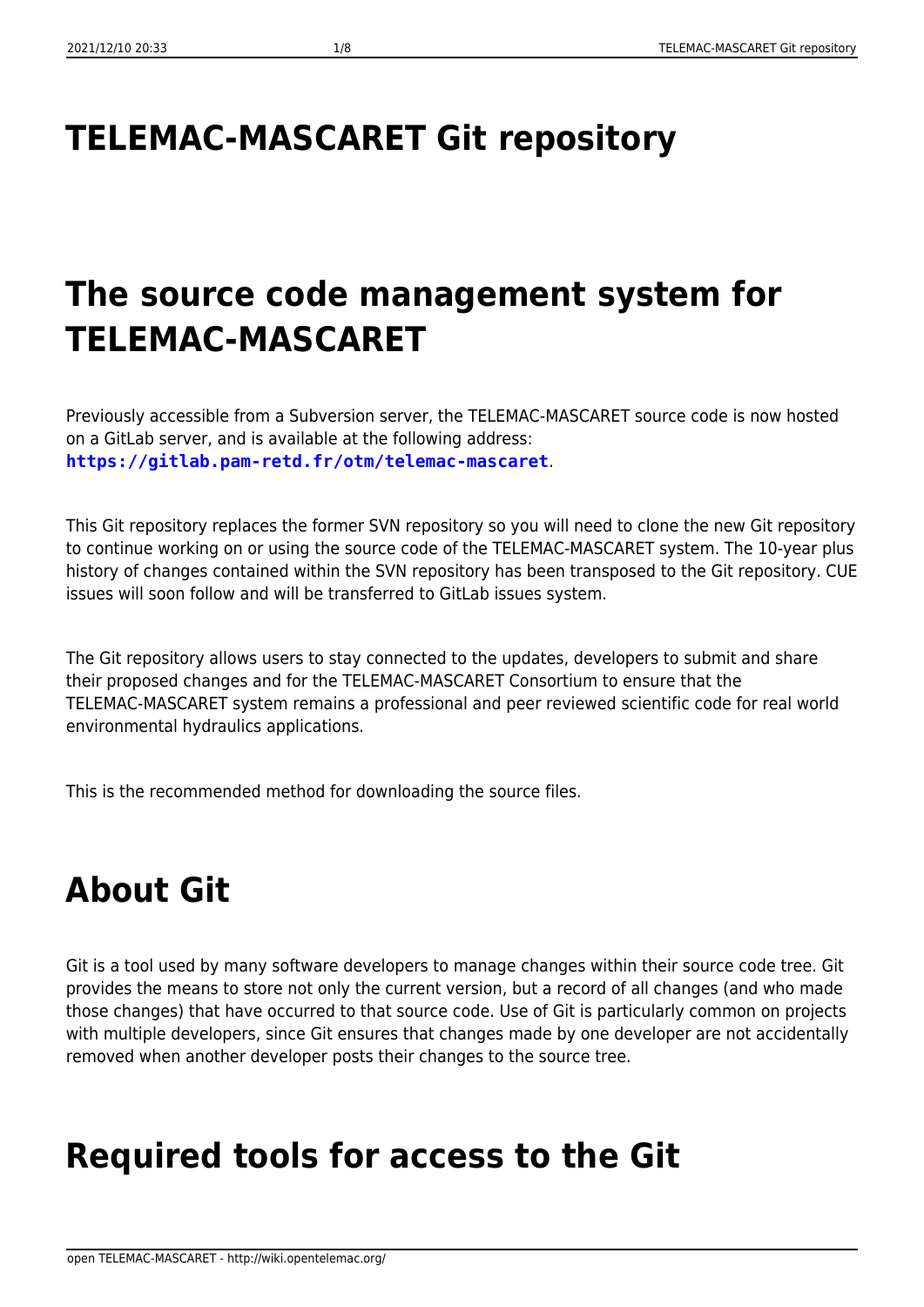# TELEMAC-MASCARET Git repository

# The source code management system for TELEMAC-MASCARET

Previously accessible from a Subversion server, the TELEMAC-MASCARET source code is now hosted on a GitLab server, and is available at the following address: **https://gitlab.pam-retd.fr/otm/telemac-mascaret**.

This Git repository replaces the former SVN repository so you will need to clone the new Git repository to continue working on or using the source code of the TELEMAC-MASCARET system. The 10-year plus history of changes contained within the SVN repository has been transposed to the Git repository. CUE issues will soon follow and will be transferred to GitLab issues system.

The Git repository allows users to stay connected to the updates, developers to submit and share their proposed changes and for the TELEMAC-MASCARET Consortium to ensure that the TELEMAC-MASCARET system remains a professional and peer reviewed scientific code for real world environmental hydraulics applications.

This is the recommended method for downloading the source files.

# About Git

Git is a tool used by many software developers to manage changes within their source code tree. Git provides the means to store not only the current version, but a record of all changes (and who made those changes) that have occurred to that source code. Use of Git is particularly common on projects with multiple developers, since Git ensures that changes made by one developer are not accidentally removed when another developer posts their changes to the source tree.

# Required tools for access to the Git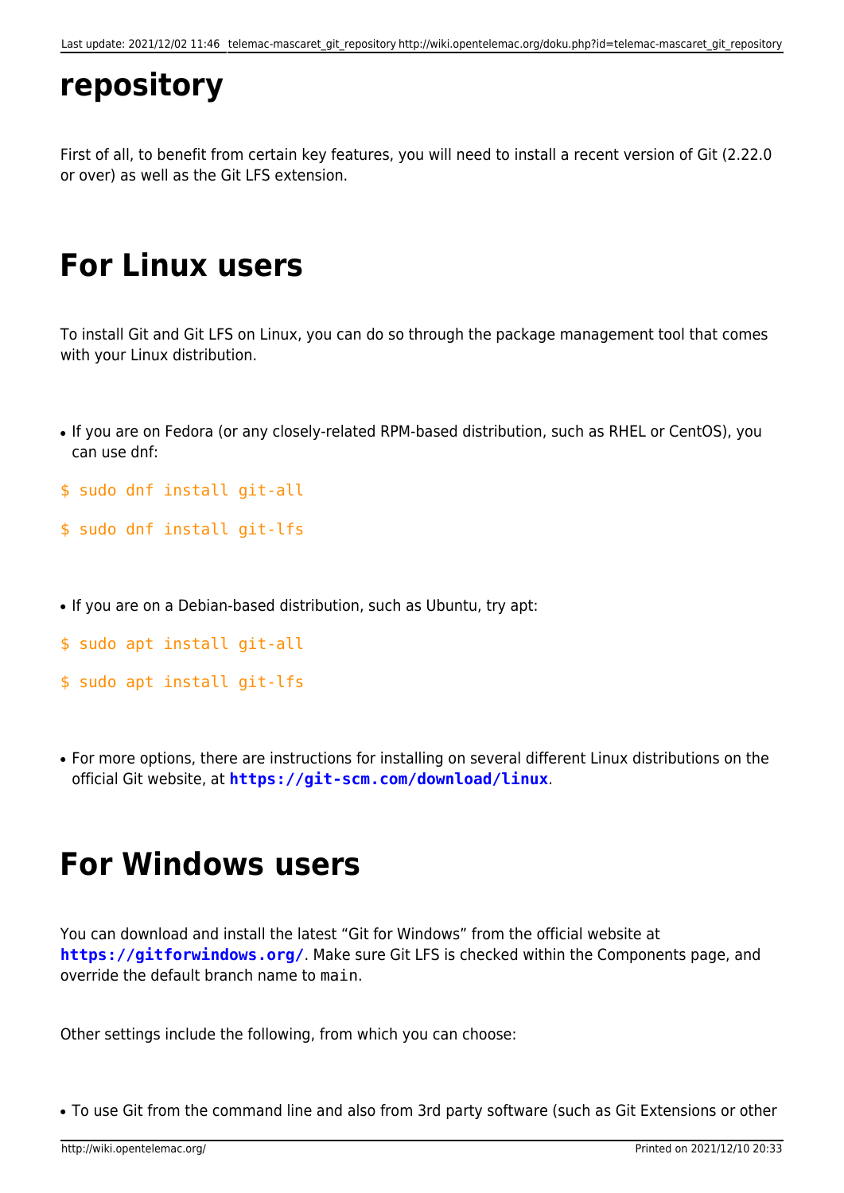# repository

First of all, to benefit from certain key features, you will need to install a recent version of Git (2.22.0 or over) as well as the Git LFS extension.

## For Linux users

To install Git and Git LFS on Linux, you can do so through the package management tool that comes with your Linux distribution.

- If you are on Fedora (or any closely-related RPM-based distribution, such as RHEL or CentOS), you can use dnf:

```
$ sudo dnf install git-all
```

```
$ sudo dnf install git-lfs
```

- If you are on a Debian-based distribution, such as Ubuntu, try apt:

```
$ sudo apt install git-all
```

```
$ sudo apt install git-lfs
```

- For more options, there are instructions for installing on several different Linux distributions on the official Git website, at **https://git-scm.com/download/linux**.

## For Windows users

You can download and install the latest "Git for Windows" from the official website at **https://gitforwindows.org/**. Make sure Git LFS is checked within the Components page, and override the default branch name to `main`.

Other settings include the following, from which you can choose:

- To use Git from the command line and also from 3rd party software (such as Git Extensions or other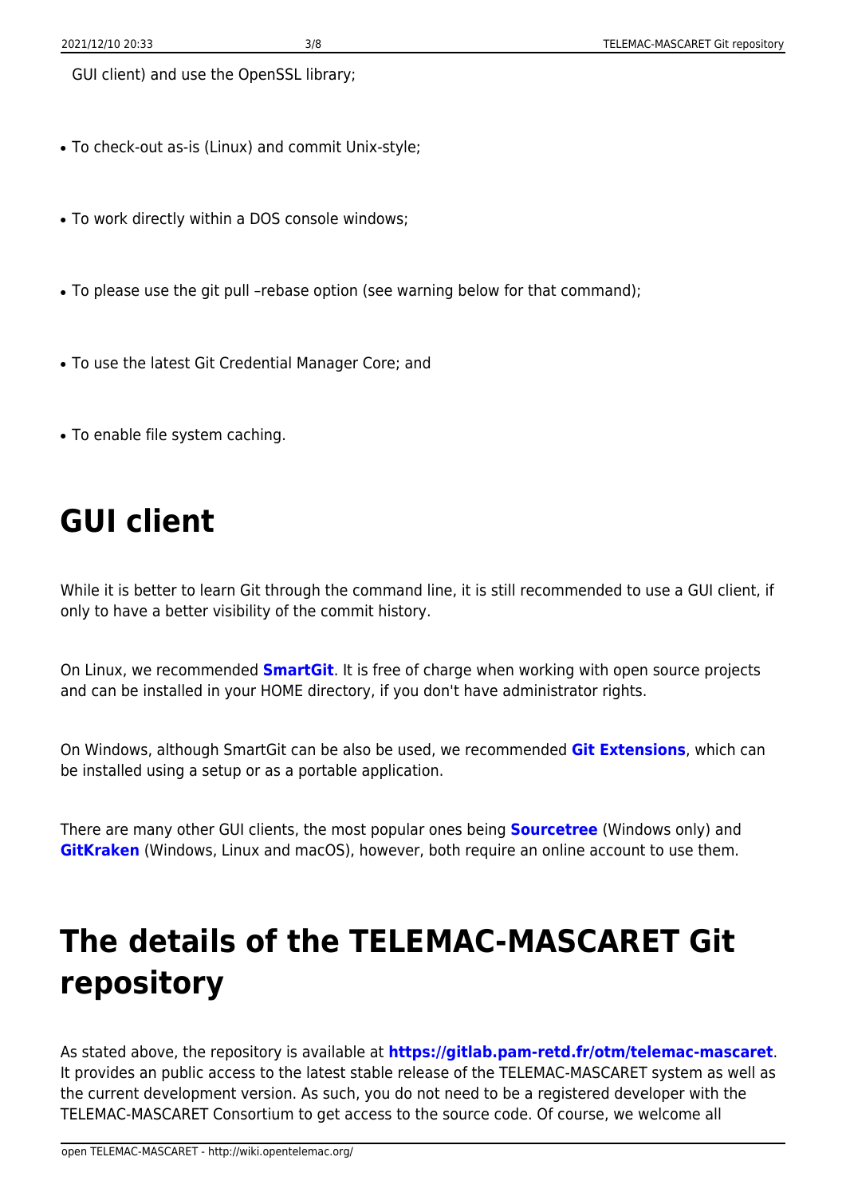GUI client) and use the OpenSSL library;

- To check-out as-is (Linux) and commit Unix-style;
- To work directly within a DOS console windows;
- To please use the git pull –rebase option (see warning below for that command);
- To use the latest Git Credential Manager Core; and
- To enable file system caching.

# GUI client

While it is better to learn Git through the command line, it is still recommended to use a GUI client, if only to have a better visibility of the commit history.

On Linux, we recommended **SmartGit**. It is free of charge when working with open source projects and can be installed in your HOME directory, if you don't have administrator rights.

On Windows, although SmartGit can be also be used, we recommended **Git Extensions**, which can be installed using a setup or as a portable application.

There are many other GUI clients, the most popular ones being **Sourcetree** (Windows only) and **GitKraken** (Windows, Linux and macOS), however, both require an online account to use them.

# The details of the TELEMAC-MASCARET Git repository

As stated above, the repository is available at **https://gitlab.pam-retd.fr/otm/telemac-mascaret**. It provides an public access to the latest stable release of the TELEMAC-MASCARET system as well as the current development version. As such, you do not need to be a registered developer with the TELEMAC-MASCARET Consortium to get access to the source code. Of course, we welcome all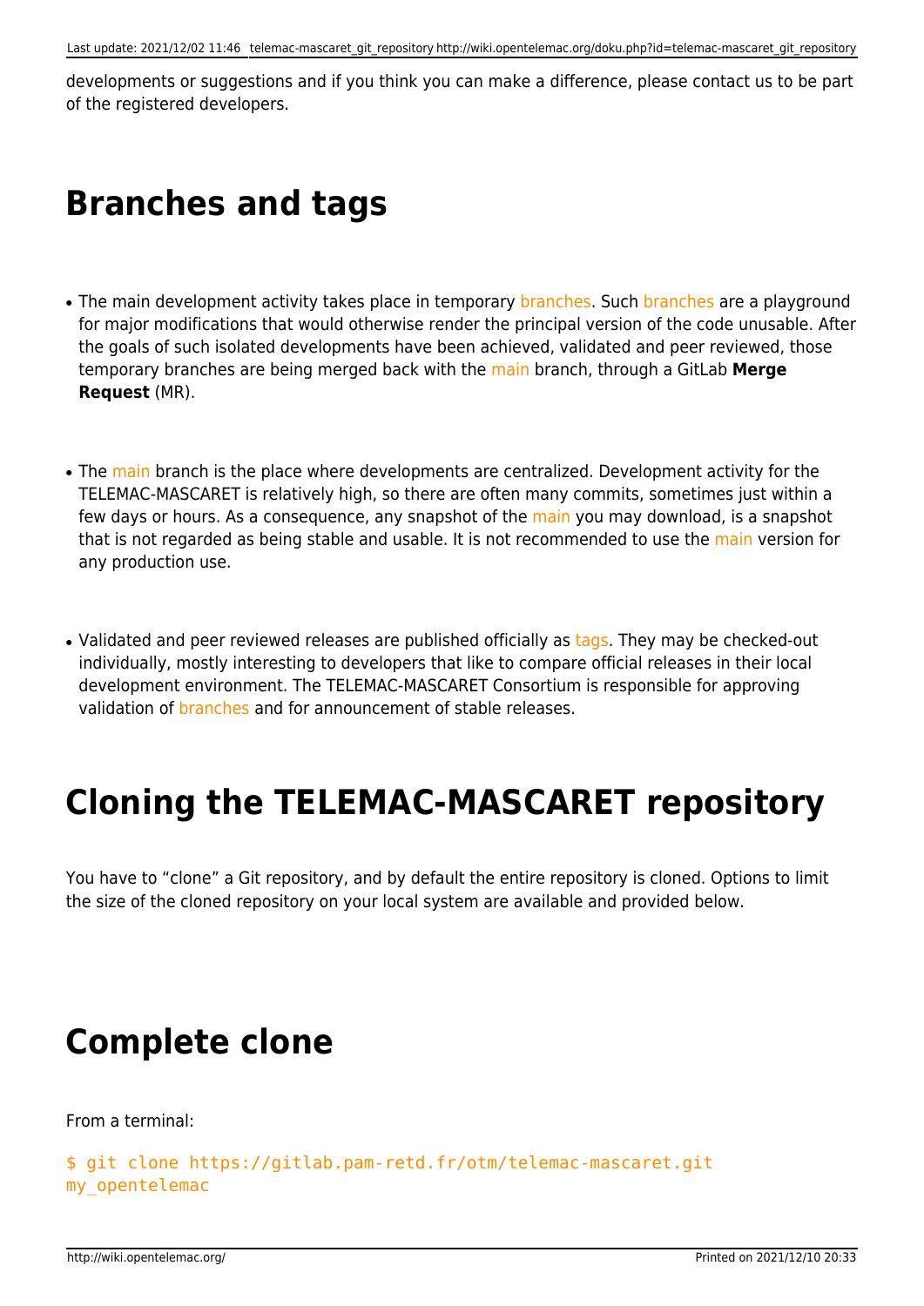developments or suggestions and if you think you can make a difference, please contact us to be part of the registered developers.

# Branches and tags

- The main development activity takes place in temporary branches. Such branches are a playground for major modifications that would otherwise render the principal version of the code unusable. After the goals of such isolated developments have been achieved, validated and peer reviewed, those temporary branches are being merged back with the main branch, through a GitLab **Merge Request** (MR).

- The main branch is the place where developments are centralized. Development activity for the TELEMAC-MASCARET is relatively high, so there are often many commits, sometimes just within a few days or hours. As a consequence, any snapshot of the main you may download, is a snapshot that is not regarded as being stable and usable. It is not recommended to use the main version for any production use.

- Validated and peer reviewed releases are published officially as tags. They may be checked-out individually, mostly interesting to developers that like to compare official releases in their local development environment. The TELEMAC-MASCARET Consortium is responsible for approving validation of branches and for announcement of stable releases.

# Cloning the TELEMAC-MASCARET repository

You have to "clone" a Git repository, and by default the entire repository is cloned. Options to limit the size of the cloned repository on your local system are available and provided below.

# Complete clone

From a terminal:

```
$ git clone https://gitlab.pam-retd.fr/otm/telemac-mascaret.git
my_opentelemac
```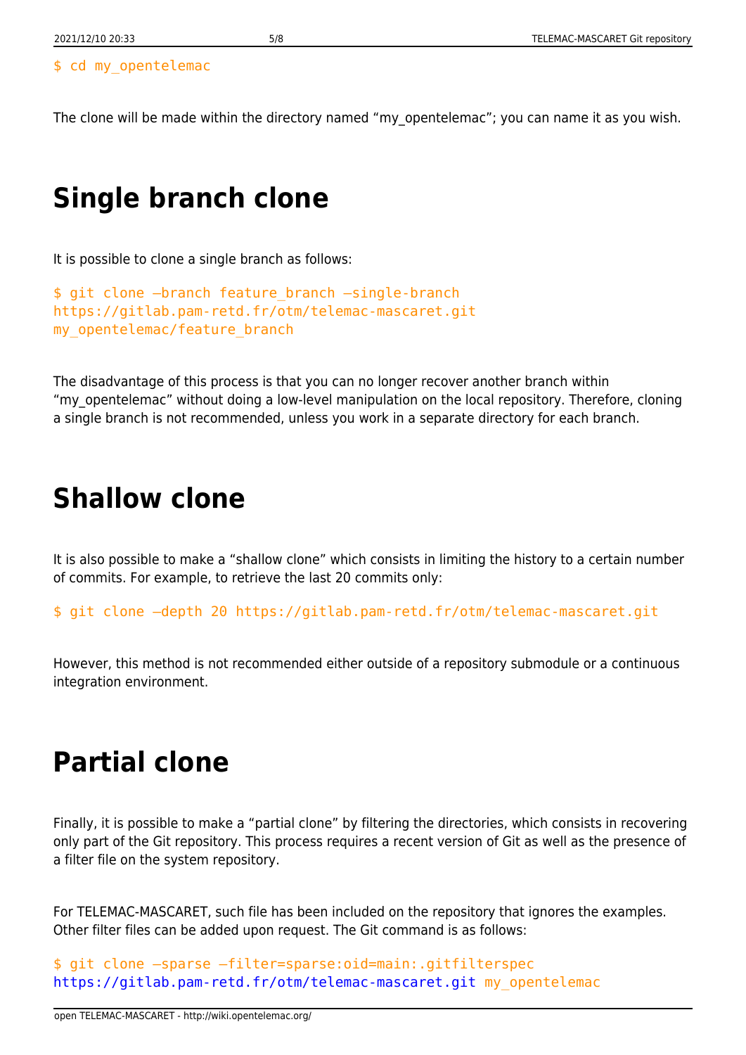```
$ cd my_opentelemac
```

The clone will be made within the directory named “my_opentelemac”; you can name it as you wish.

# Single branch clone

It is possible to clone a single branch as follows:

```
$ git clone –branch feature_branch –single-branch
https://gitlab.pam-retd.fr/otm/telemac-mascaret.git
my_opentelemac/feature_branch
```

The disadvantage of this process is that you can no longer recover another branch within “my_opentelemac” without doing a low-level manipulation on the local repository. Therefore, cloning a single branch is not recommended, unless you work in a separate directory for each branch.

# Shallow clone

It is also possible to make a “shallow clone” which consists in limiting the history to a certain number of commits. For example, to retrieve the last 20 commits only:

```
$ git clone –depth 20 https://gitlab.pam-retd.fr/otm/telemac-mascaret.git
```

However, this method is not recommended either outside of a repository submodule or a continuous integration environment.

# Partial clone

Finally, it is possible to make a “partial clone” by filtering the directories, which consists in recovering only part of the Git repository. This process requires a recent version of Git as well as the presence of a filter file on the system repository.

For TELEMAC-MASCARET, such file has been included on the repository that ignores the examples. Other filter files can be added upon request. The Git command is as follows:

```
$ git clone –sparse –filter=sparse:oid=main:.gitfilterspec
https://gitlab.pam-retd.fr/otm/telemac-mascaret.git my_opentelemac
```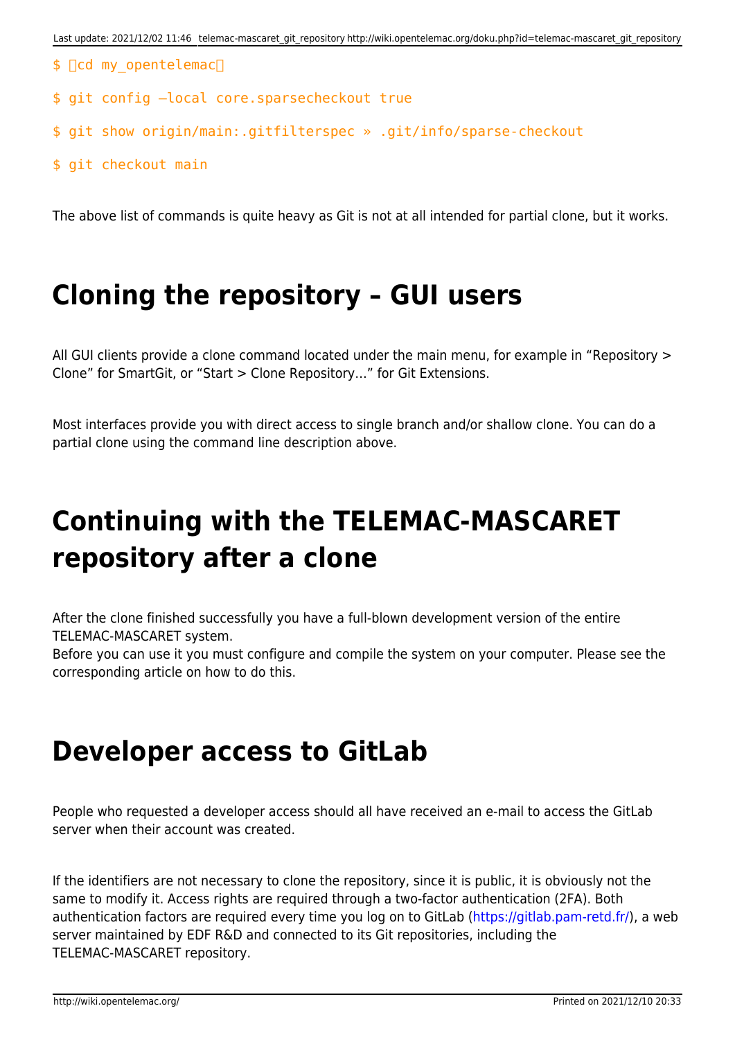```
$ cd my_opentelemac
$ git config –local core.sparsecheckout true
$ git show origin/main:.gitfilterspec » .git/info/sparse-checkout
$ git checkout main
```

The above list of commands is quite heavy as Git is not at all intended for partial clone, but it works.

# Cloning the repository – GUI users

All GUI clients provide a clone command located under the main menu, for example in "Repository > Clone" for SmartGit, or "Start > Clone Repository…" for Git Extensions.

Most interfaces provide you with direct access to single branch and/or shallow clone. You can do a partial clone using the command line description above.

# Continuing with the TELEMAC-MASCARET repository after a clone

After the clone finished successfully you have a full-blown development version of the entire TELEMAC-MASCARET system.
Before you can use it you must configure and compile the system on your computer. Please see the corresponding article on how to do this.

# Developer access to GitLab

People who requested a developer access should all have received an e-mail to access the GitLab server when their account was created.

If the identifiers are not necessary to clone the repository, since it is public, it is obviously not the same to modify it. Access rights are required through a two-factor authentication (2FA). Both authentication factors are required every time you log on to GitLab (https://gitlab.pam-retd.fr/), a web server maintained by EDF R&D and connected to its Git repositories, including the TELEMAC-MASCARET repository.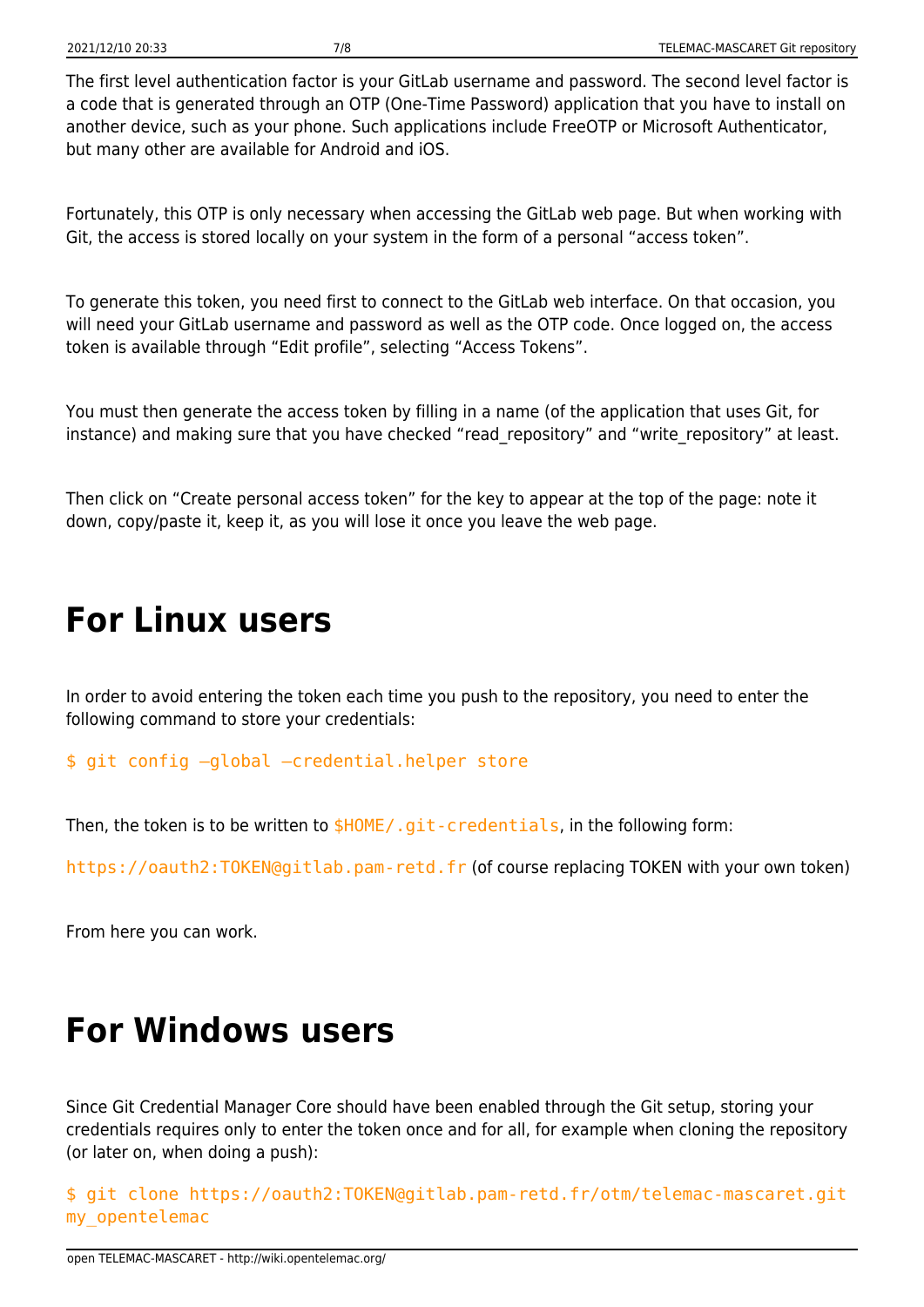The first level authentication factor is your GitLab username and password. The second level factor is a code that is generated through an OTP (One-Time Password) application that you have to install on another device, such as your phone. Such applications include FreeOTP or Microsoft Authenticator, but many other are available for Android and iOS.

Fortunately, this OTP is only necessary when accessing the GitLab web page. But when working with Git, the access is stored locally on your system in the form of a personal "access token".

To generate this token, you need first to connect to the GitLab web interface. On that occasion, you will need your GitLab username and password as well as the OTP code. Once logged on, the access token is available through "Edit profile", selecting "Access Tokens".

You must then generate the access token by filling in a name (of the application that uses Git, for instance) and making sure that you have checked "read_repository" and "write_repository" at least.

Then click on "Create personal access token" for the key to appear at the top of the page: note it down, copy/paste it, keep it, as you will lose it once you leave the web page.

# For Linux users

In order to avoid entering the token each time you push to the repository, you need to enter the following command to store your credentials:

```
$ git config –global –credential.helper store
```

Then, the token is to be written to `$HOME/.git-credentials`, in the following form:

`https://oauth2:TOKEN@gitlab.pam-retd.fr` (of course replacing TOKEN with your own token)

From here you can work.

# For Windows users

Since Git Credential Manager Core should have been enabled through the Git setup, storing your credentials requires only to enter the token once and for all, for example when cloning the repository (or later on, when doing a push):

```
$ git clone https://oauth2:TOKEN@gitlab.pam-retd.fr/otm/telemac-mascaret.git
my_opentelemac
```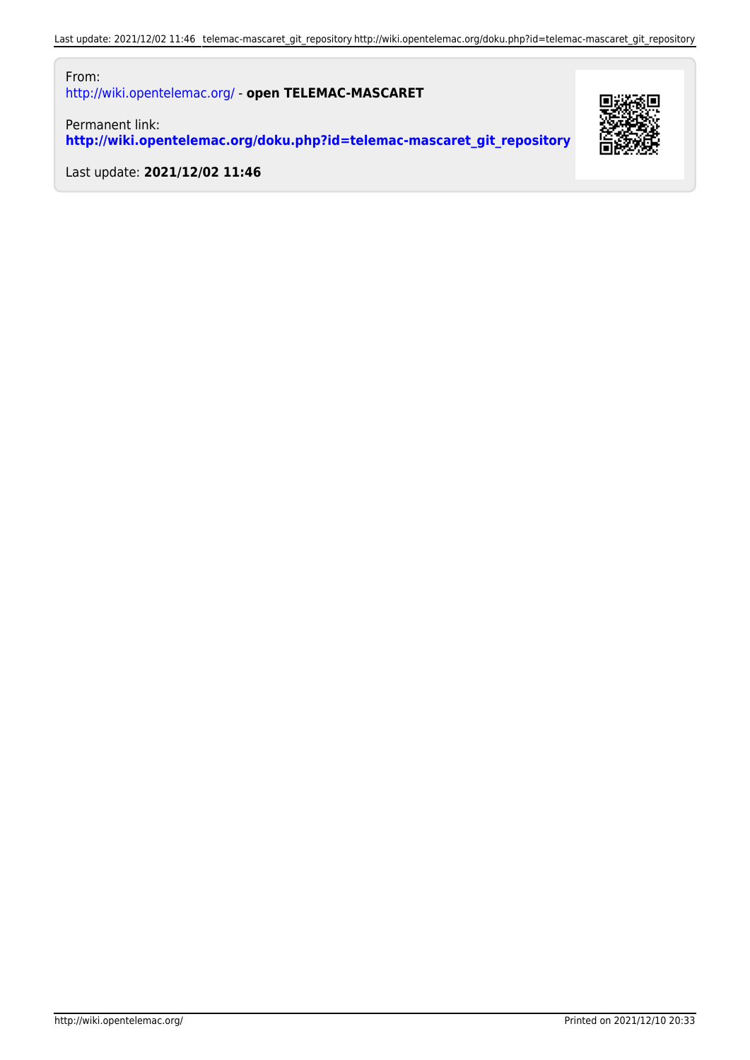From:
http://wiki.opentelemac.org/ - **open TELEMAC-MASCARET**

Permanent link:
**http://wiki.opentelemac.org/doku.php?id=telemac-mascaret_git_repository**

Last update: **2021/12/02 11:46**